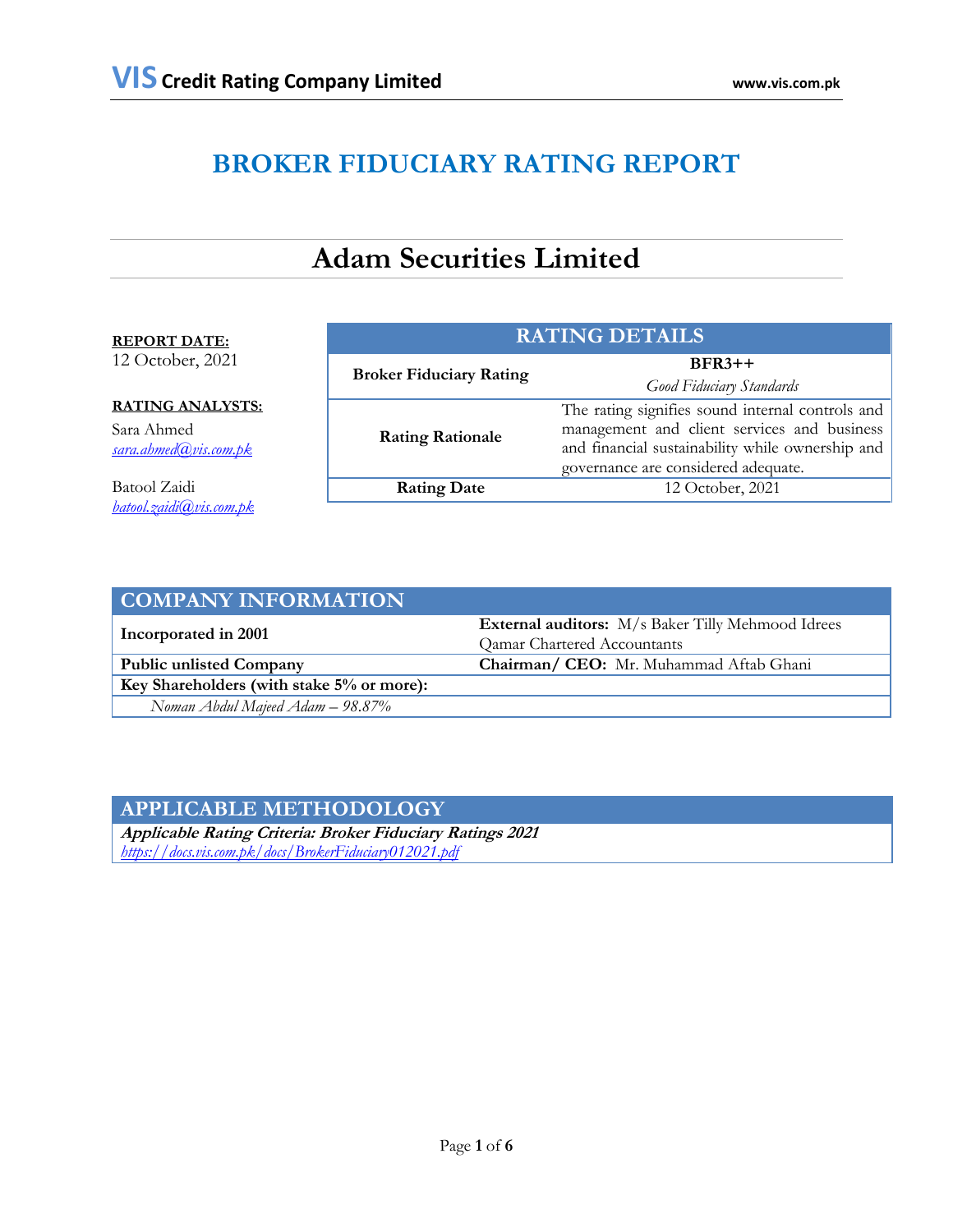# BROKER FIDUCIARY RATING REPORT

## Adam Securities Limited

**REPORT DATE:**
12 October, 2021

**RATING ANALYSTS:**

Sara Ahmed
*sara.ahmed@vis.com.pk*

Batool Zaidi
*batool.zaidi@vis.com.pk*

| RATING DETAILS | |
|---|---|
| **Broker Fiduciary Rating** | **BFR3++** *Good Fiduciary Standards* |
| **Rating Rationale** | The rating signifies sound internal controls and management and client services and business and financial sustainability while ownership and governance are considered adequate. |
| **Rating Date** | 12 October, 2021 |

| COMPANY INFORMATION | |
|---|---|
| **Incorporated in 2001** | **External auditors:** M/s Baker Tilly Mehmood Idrees Qamar Chartered Accountants |
| **Public unlisted Company** | **Chairman/ CEO:** Mr. Muhammad Aftab Ghani |
| **Key Shareholders (with stake 5% or more):** | |
| *Noman Abdul Majeed Adam – 98.87%* | |

| APPLICABLE METHODOLOGY |
|---|
| ***Applicable Rating Criteria: Broker Fiduciary Ratings 2021*** *https://docs.vis.com.pk/docs/BrokerFiduciary012021.pdf* |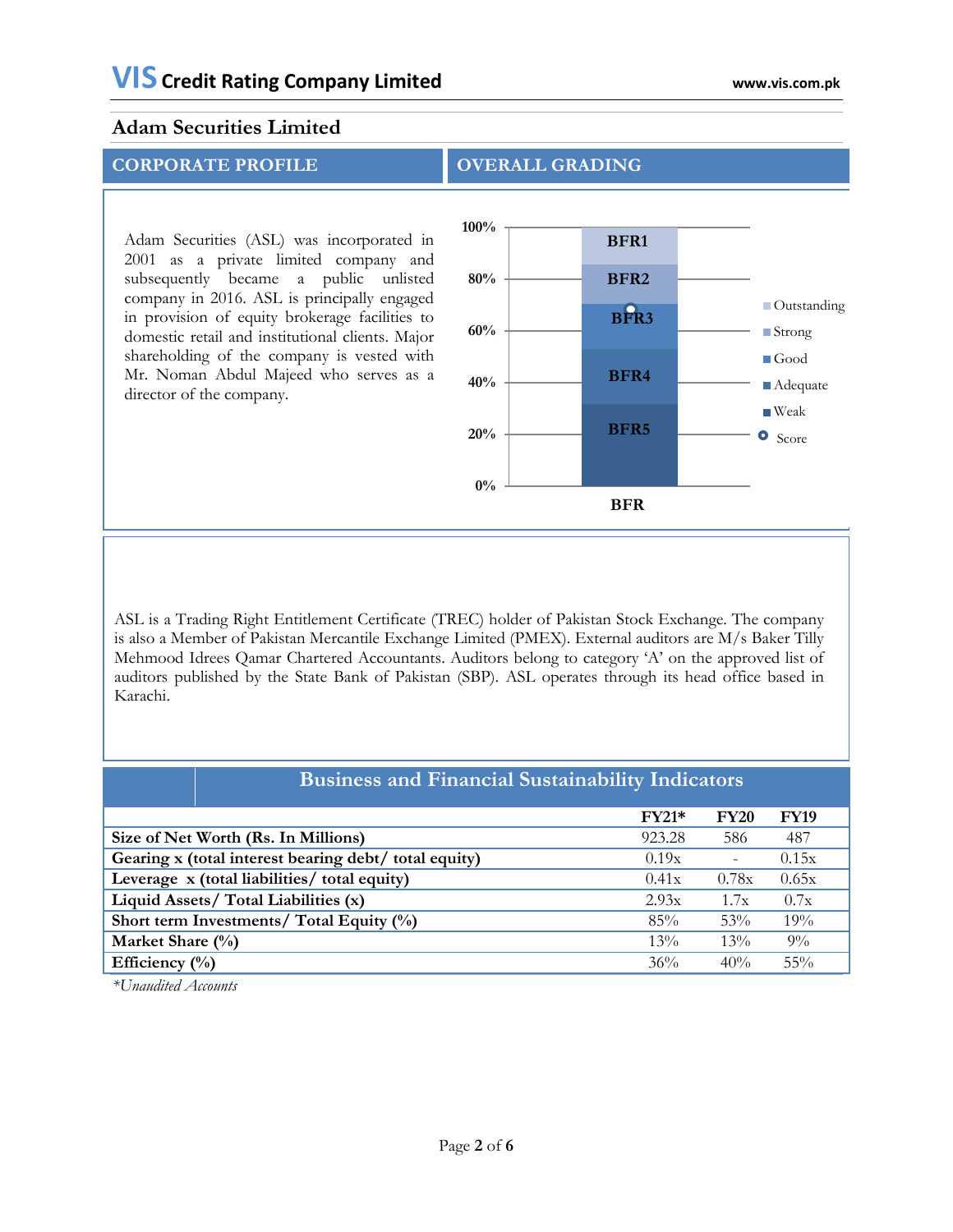## Adam Securities Limited

### CORPORATE PROFILE

Adam Securities (ASL) was incorporated in 2001 as a private limited company and subsequently became a public unlisted company in 2016. ASL is principally engaged in provision of equity brokerage facilities to domestic retail and institutional clients. Major shareholding of the company is vested with Mr. Noman Abdul Majeed who serves as a director of the company.

### OVERALL GRADING

| BFR Level | Grading |
|---|---|
| BFR1 | Outstanding |
| BFR2 | Strong |
| BFR3 | Good |
| BFR4 | Adequate |
| BFR5 | Weak |

Score: BFR3 (approximately 69%)

ASL is a Trading Right Entitlement Certificate (TREC) holder of Pakistan Stock Exchange. The company is also a Member of Pakistan Mercantile Exchange Limited (PMEX). External auditors are M/s Baker Tilly Mehmood Idrees Qamar Chartered Accountants. Auditors belong to category 'A' on the approved list of auditors published by the State Bank of Pakistan (SBP). ASL operates through its head office based in Karachi.

### Business and Financial Sustainability Indicators

| | FY21* | FY20 | FY19 |
|---|---|---|---|
| **Size of Net Worth (Rs. In Millions)** | 923.28 | 586 | 487 |
| **Gearing x (total interest bearing debt/ total equity)** | 0.19x | - | 0.15x |
| **Leverage x (total liabilities/ total equity)** | 0.41x | 0.78x | 0.65x |
| **Liquid Assets/ Total Liabilities (x)** | 2.93x | 1.7x | 0.7x |
| **Short term Investments/ Total Equity (%)** | 85% | 53% | 19% |
| **Market Share (%)** | 13% | 13% | 9% |
| **Efficiency (%)** | 36% | 40% | 55% |

*\*Unaudited Accounts*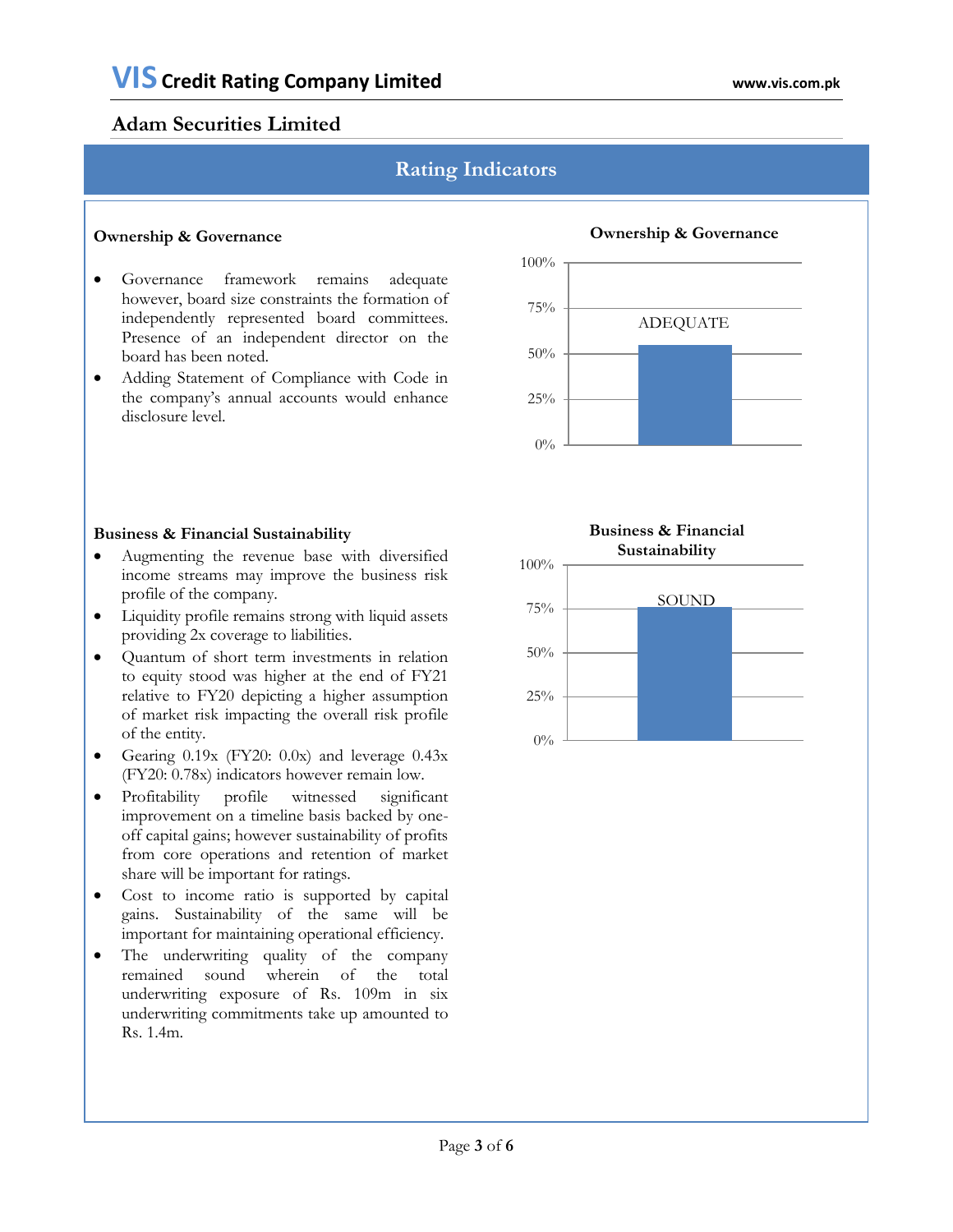## Adam Securities Limited

# Rating Indicators

### Ownership & Governance

- Governance framework remains adequate however, board size constraints the formation of independently represented board committees. Presence of an independent director on the board has been noted.
- Adding Statement of Compliance with Code in the company's annual accounts would enhance disclosure level.

**Ownership & Governance**

ADEQUATE

### Business & Financial Sustainability

- Augmenting the revenue base with diversified income streams may improve the business risk profile of the company.
- Liquidity profile remains strong with liquid assets providing 2x coverage to liabilities.
- Quantum of short term investments in relation to equity stood was higher at the end of FY21 relative to FY20 depicting a higher assumption of market risk impacting the overall risk profile of the entity.
- Gearing 0.19x (FY20: 0.0x) and leverage 0.43x (FY20: 0.78x) indicators however remain low.
- Profitability profile witnessed significant improvement on a timeline basis backed by one-off capital gains; however sustainability of profits from core operations and retention of market share will be important for ratings.
- Cost to income ratio is supported by capital gains. Sustainability of the same will be important for maintaining operational efficiency.
- The underwriting quality of the company remained sound wherein of the total underwriting exposure of Rs. 109m in six underwriting commitments take up amounted to Rs. 1.4m.

**Business & Financial Sustainability**

SOUND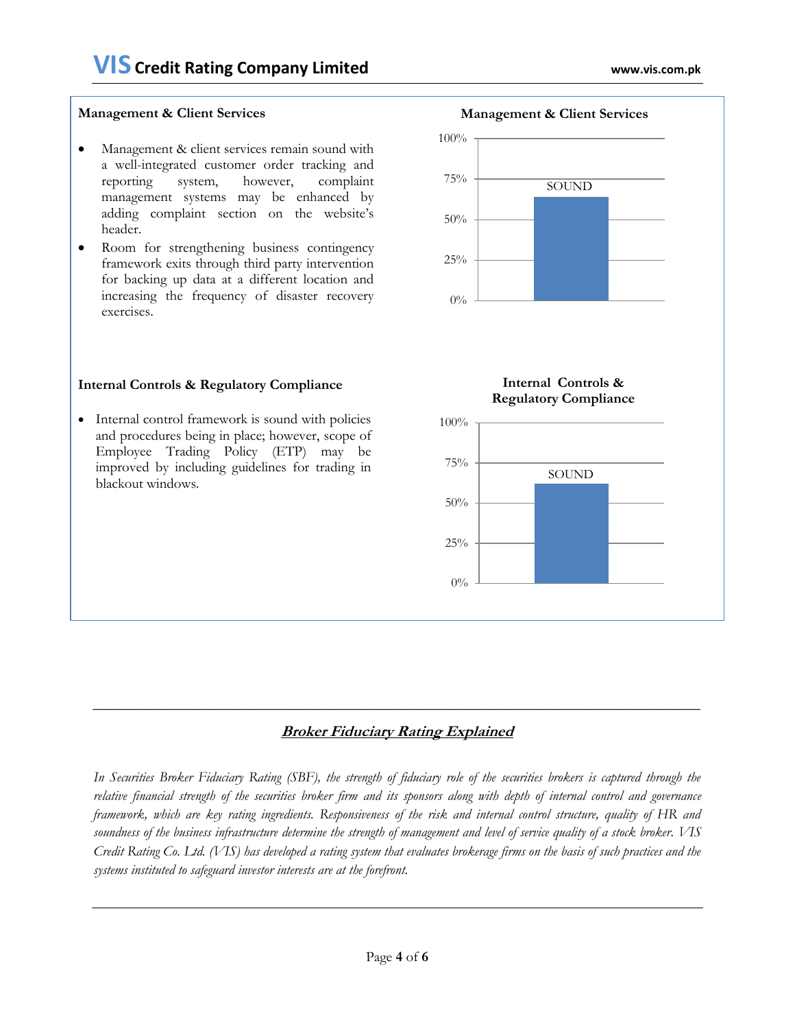### Management & Client Services

- Management & client services remain sound with a well-integrated customer order tracking and reporting system, however, complaint management systems may be enhanced by adding complaint section on the website's header.
- Room for strengthening business contingency framework exits through third party intervention for backing up data at a different location and increasing the frequency of disaster recovery exercises.

**Management & Client Services**

100%
75% SOUND
50%
25%
0%

### Internal Controls & Regulatory Compliance

- Internal control framework is sound with policies and procedures being in place; however, scope of Employee Trading Policy (ETP) may be improved by including guidelines for trading in blackout windows.

**Internal Controls & Regulatory Compliance**

100%
75% SOUND
50%
25%
0%

---

## ***Broker Fiduciary Rating Explained***

*In Securities Broker Fiduciary Rating (SBF), the strength of fiduciary role of the securities brokers is captured through the relative financial strength of the securities broker firm and its sponsors along with depth of internal control and governance framework, which are key rating ingredients. Responsiveness of the risk and internal control structure, quality of HR and soundness of the business infrastructure determine the strength of management and level of service quality of a stock broker. VIS Credit Rating Co. Ltd. (VIS) has developed a rating system that evaluates brokerage firms on the basis of such practices and the systems instituted to safeguard investor interests are at the forefront.*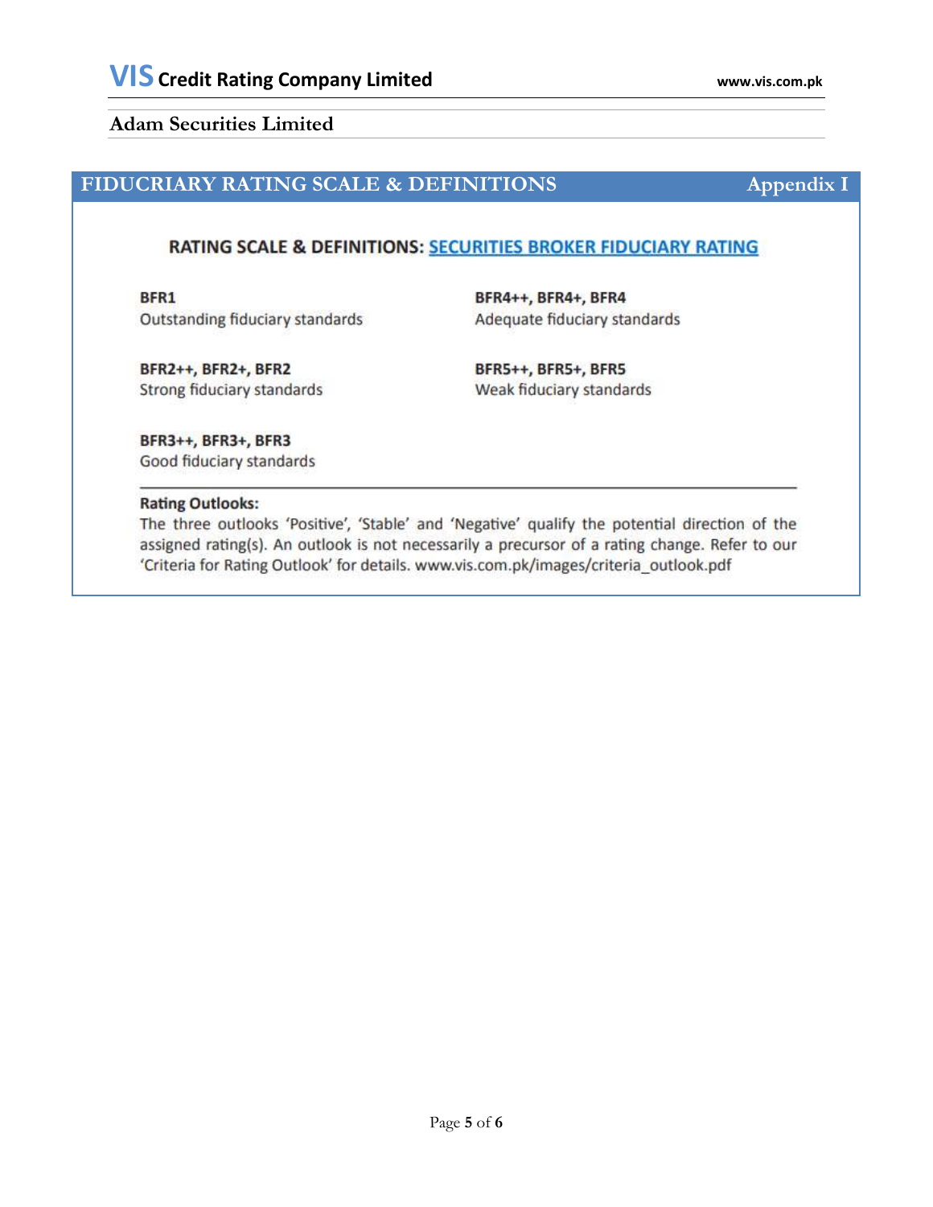## FIDUCRIARY RATING SCALE & DEFINITIONS — Appendix I

### RATING SCALE & DEFINITIONS: SECURITIES BROKER FIDUCIARY RATING

**BFR1**
Outstanding fiduciary standards

**BFR2++, BFR2+, BFR2**
Strong fiduciary standards

**BFR3++, BFR3+, BFR3**
Good fiduciary standards

**BFR4++, BFR4+, BFR4**
Adequate fiduciary standards

**BFR5++, BFR5+, BFR5**
Weak fiduciary standards

---

**Rating Outlooks:**
The three outlooks 'Positive', 'Stable' and 'Negative' qualify the potential direction of the assigned rating(s). An outlook is not necessarily a precursor of a rating change. Refer to our 'Criteria for Rating Outlook' for details. www.vis.com.pk/images/criteria_outlook.pdf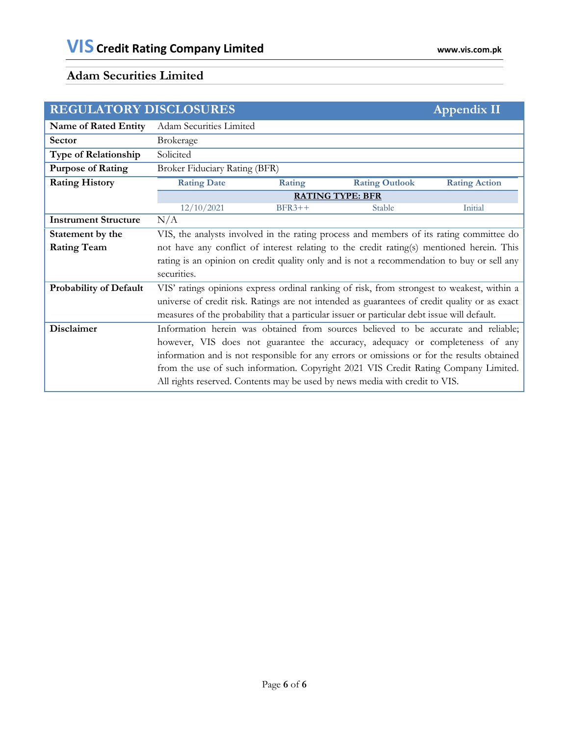## Adam Securities Limited

| REGULATORY DISCLOSURES | | | | Appendix II |
|---|---|---|---|---|
| **Name of Rated Entity** | Adam Securities Limited | | | |
| **Sector** | Brokerage | | | |
| **Type of Relationship** | Solicited | | | |
| **Purpose of Rating** | Broker Fiduciary Rating (BFR) | | | |
| **Rating History** | **Rating Date** | **Rating** | **Rating Outlook** | **Rating Action** |
| | **RATING TYPE: BFR** | | | |
| | 12/10/2021 | BFR3++ | Stable | Initial |
| **Instrument Structure** | N/A | | | |
| **Statement by the Rating Team** | VIS, the analysts involved in the rating process and members of its rating committee do not have any conflict of interest relating to the credit rating(s) mentioned herein. This rating is an opinion on credit quality only and is not a recommendation to buy or sell any securities. | | | |
| **Probability of Default** | VIS' ratings opinions express ordinal ranking of risk, from strongest to weakest, within a universe of credit risk. Ratings are not intended as guarantees of credit quality or as exact measures of the probability that a particular issuer or particular debt issue will default. | | | |
| **Disclaimer** | Information herein was obtained from sources believed to be accurate and reliable; however, VIS does not guarantee the accuracy, adequacy or completeness of any information and is not responsible for any errors or omissions or for the results obtained from the use of such information. Copyright 2021 VIS Credit Rating Company Limited. All rights reserved. Contents may be used by news media with credit to VIS. | | | |